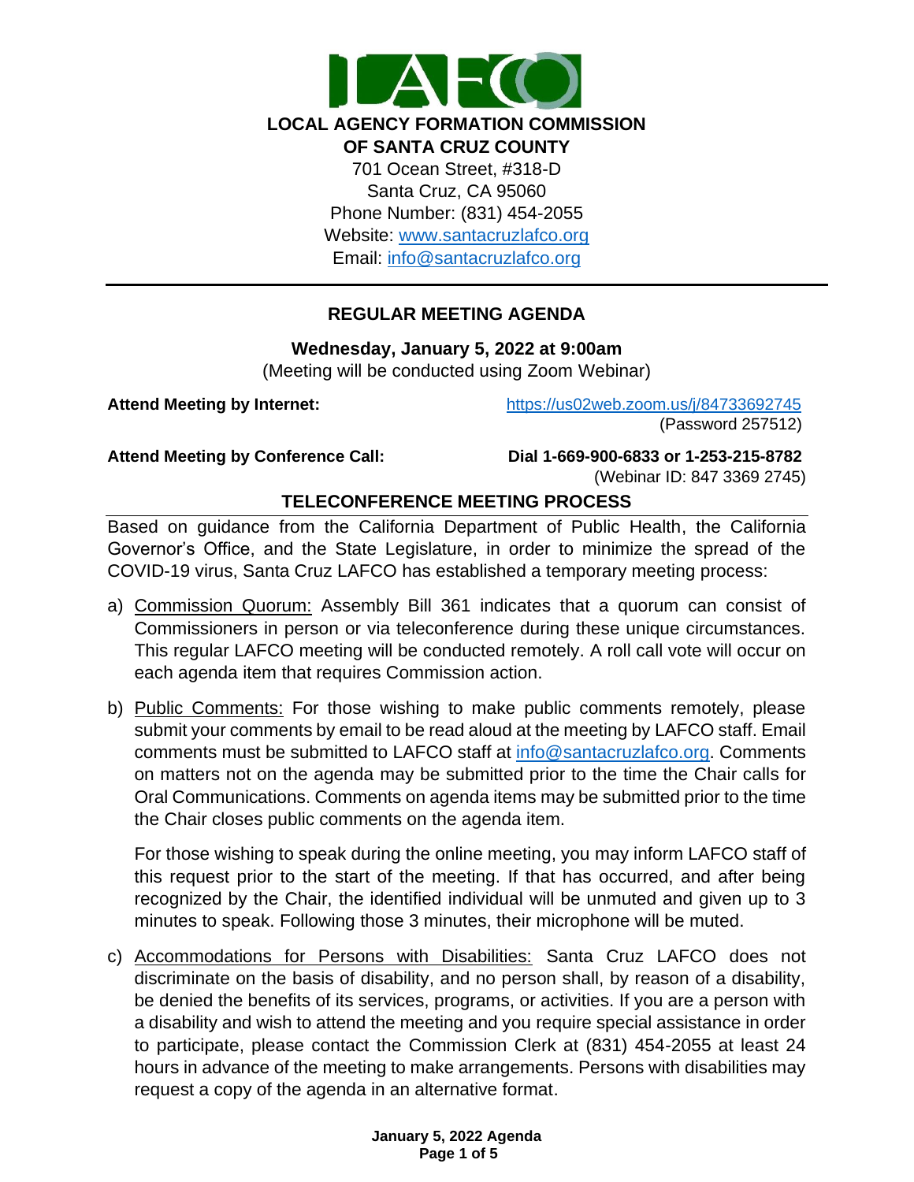# LOCAL AGENCY FORMATION COMMISSION OF SANTA CRUZ COUNTY

701 Ocean Street, #318-D
Santa Cruz, CA 95060
Phone Number: (831) 454-2055
Website: www.santacruzlafco.org
Email: info@santacruzlafco.org

## REGULAR MEETING AGENDA

**Wednesday, January 5, 2022 at 9:00am**
(Meeting will be conducted using Zoom Webinar)

**Attend Meeting by Internet:** https://us02web.zoom.us/j/84733692745 (Password 257512)

**Attend Meeting by Conference Call:** **Dial 1-669-900-6833 or 1-253-215-8782** (Webinar ID: 847 3369 2745)

### TELECONFERENCE MEETING PROCESS

Based on guidance from the California Department of Public Health, the California Governor's Office, and the State Legislature, in order to minimize the spread of the COVID-19 virus, Santa Cruz LAFCO has established a temporary meeting process:

a) Commission Quorum: Assembly Bill 361 indicates that a quorum can consist of Commissioners in person or via teleconference during these unique circumstances. This regular LAFCO meeting will be conducted remotely. A roll call vote will occur on each agenda item that requires Commission action.

b) Public Comments: For those wishing to make public comments remotely, please submit your comments by email to be read aloud at the meeting by LAFCO staff. Email comments must be submitted to LAFCO staff at info@santacruzlafco.org. Comments on matters not on the agenda may be submitted prior to the time the Chair calls for Oral Communications. Comments on agenda items may be submitted prior to the time the Chair closes public comments on the agenda item.

   For those wishing to speak during the online meeting, you may inform LAFCO staff of this request prior to the start of the meeting. If that has occurred, and after being recognized by the Chair, the identified individual will be unmuted and given up to 3 minutes to speak. Following those 3 minutes, their microphone will be muted.

c) Accommodations for Persons with Disabilities: Santa Cruz LAFCO does not discriminate on the basis of disability, and no person shall, by reason of a disability, be denied the benefits of its services, programs, or activities. If you are a person with a disability and wish to attend the meeting and you require special assistance in order to participate, please contact the Commission Clerk at (831) 454-2055 at least 24 hours in advance of the meeting to make arrangements. Persons with disabilities may request a copy of the agenda in an alternative format.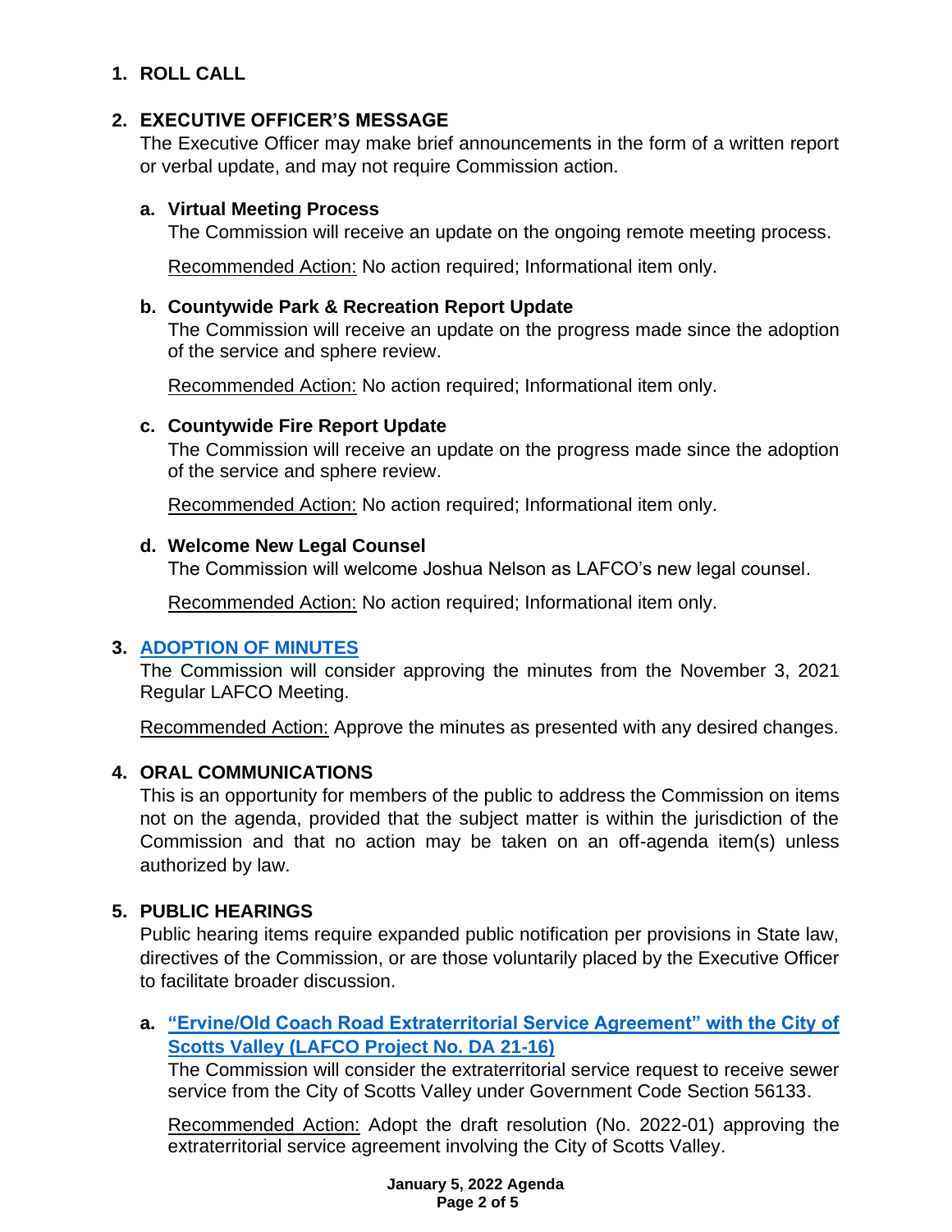## 1. ROLL CALL

## 2. EXECUTIVE OFFICER'S MESSAGE

The Executive Officer may make brief announcements in the form of a written report or verbal update, and may not require Commission action.

### a. Virtual Meeting Process

The Commission will receive an update on the ongoing remote meeting process.

Recommended Action: No action required; Informational item only.

### b. Countywide Park & Recreation Report Update

The Commission will receive an update on the progress made since the adoption of the service and sphere review.

Recommended Action: No action required; Informational item only.

### c. Countywide Fire Report Update

The Commission will receive an update on the progress made since the adoption of the service and sphere review.

Recommended Action: No action required; Informational item only.

### d. Welcome New Legal Counsel

The Commission will welcome Joshua Nelson as LAFCO's new legal counsel.

Recommended Action: No action required; Informational item only.

## 3. ADOPTION OF MINUTES

The Commission will consider approving the minutes from the November 3, 2021 Regular LAFCO Meeting.

Recommended Action: Approve the minutes as presented with any desired changes.

## 4. ORAL COMMUNICATIONS

This is an opportunity for members of the public to address the Commission on items not on the agenda, provided that the subject matter is within the jurisdiction of the Commission and that no action may be taken on an off-agenda item(s) unless authorized by law.

## 5. PUBLIC HEARINGS

Public hearing items require expanded public notification per provisions in State law, directives of the Commission, or are those voluntarily placed by the Executive Officer to facilitate broader discussion.

### a. "Ervine/Old Coach Road Extraterritorial Service Agreement" with the City of Scotts Valley (LAFCO Project No. DA 21-16)

The Commission will consider the extraterritorial service request to receive sewer service from the City of Scotts Valley under Government Code Section 56133.

Recommended Action: Adopt the draft resolution (No. 2022-01) approving the extraterritorial service agreement involving the City of Scotts Valley.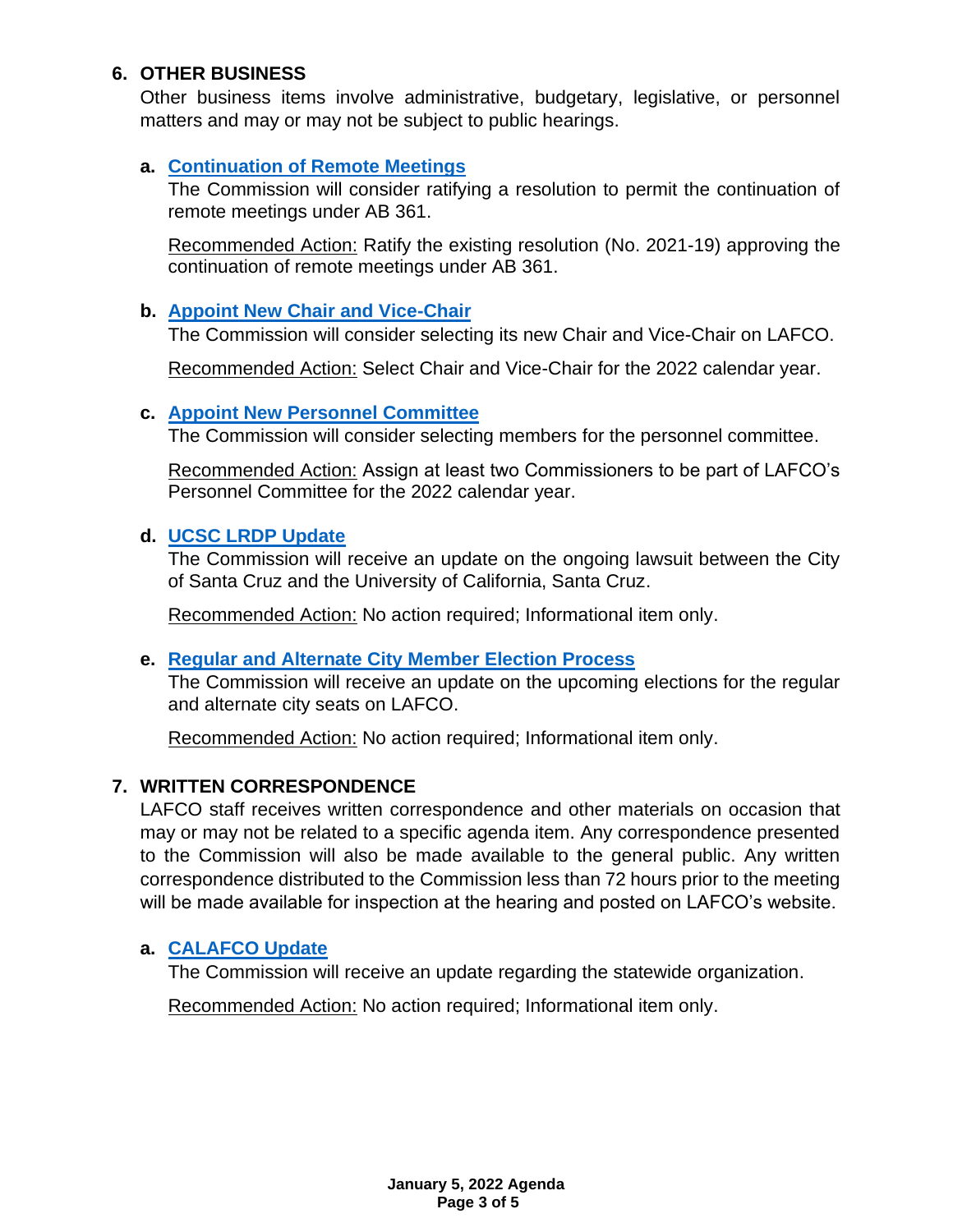## 6. OTHER BUSINESS

Other business items involve administrative, budgetary, legislative, or personnel matters and may or may not be subject to public hearings.

**a. Continuation of Remote Meetings**

The Commission will consider ratifying a resolution to permit the continuation of remote meetings under AB 361.

Recommended Action: Ratify the existing resolution (No. 2021-19) approving the continuation of remote meetings under AB 361.

**b. Appoint New Chair and Vice-Chair**

The Commission will consider selecting its new Chair and Vice-Chair on LAFCO.

Recommended Action: Select Chair and Vice-Chair for the 2022 calendar year.

**c. Appoint New Personnel Committee**

The Commission will consider selecting members for the personnel committee.

Recommended Action: Assign at least two Commissioners to be part of LAFCO's Personnel Committee for the 2022 calendar year.

**d. UCSC LRDP Update**

The Commission will receive an update on the ongoing lawsuit between the City of Santa Cruz and the University of California, Santa Cruz.

Recommended Action: No action required; Informational item only.

**e. Regular and Alternate City Member Election Process**

The Commission will receive an update on the upcoming elections for the regular and alternate city seats on LAFCO.

Recommended Action: No action required; Informational item only.

## 7. WRITTEN CORRESPONDENCE

LAFCO staff receives written correspondence and other materials on occasion that may or may not be related to a specific agenda item. Any correspondence presented to the Commission will also be made available to the general public. Any written correspondence distributed to the Commission less than 72 hours prior to the meeting will be made available for inspection at the hearing and posted on LAFCO's website.

**a. CALAFCO Update**

The Commission will receive an update regarding the statewide organization.

Recommended Action: No action required; Informational item only.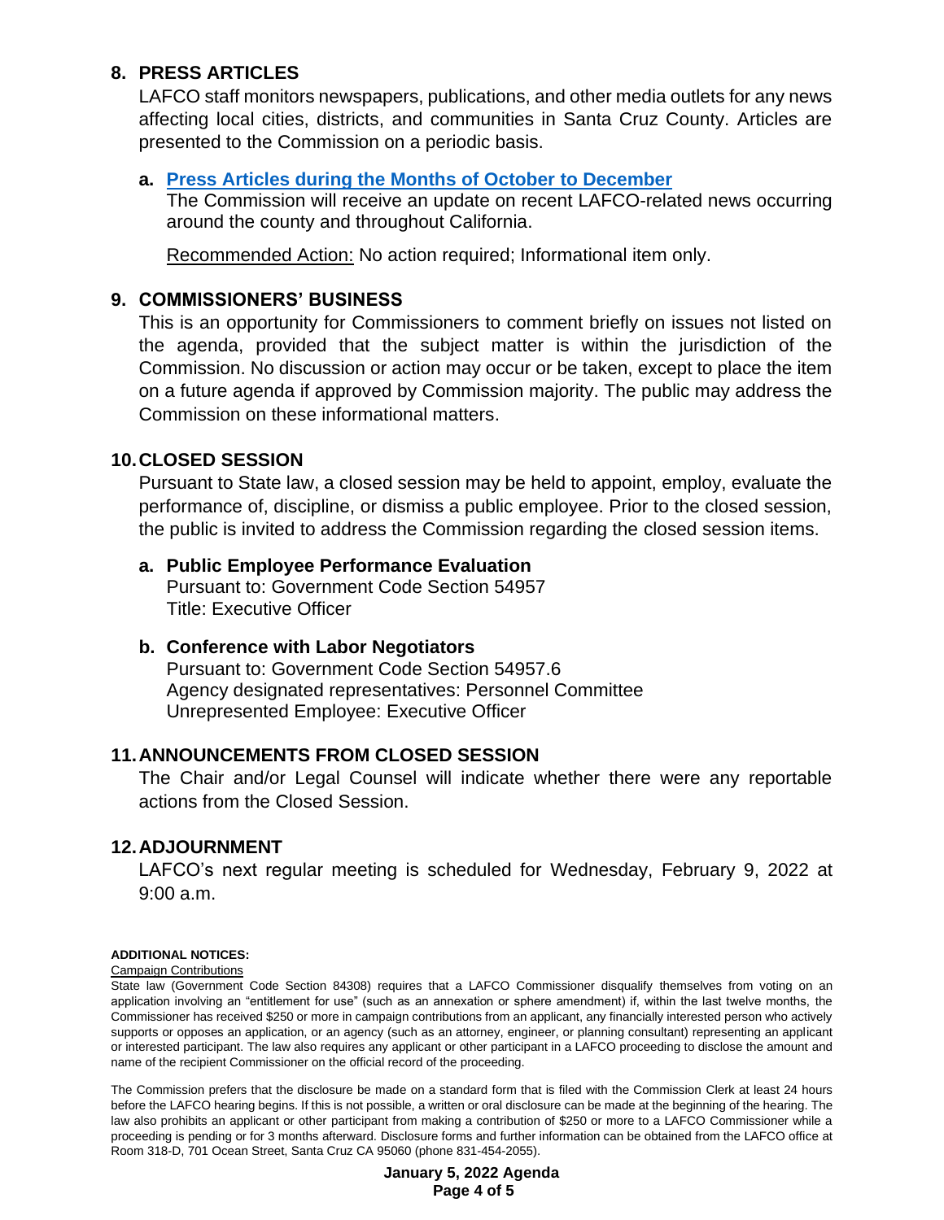## 8. PRESS ARTICLES

LAFCO staff monitors newspapers, publications, and other media outlets for any news affecting local cities, districts, and communities in Santa Cruz County. Articles are presented to the Commission on a periodic basis.

**a. Press Articles during the Months of October to December**
The Commission will receive an update on recent LAFCO-related news occurring around the county and throughout California.

Recommended Action: No action required; Informational item only.

## 9. COMMISSIONERS' BUSINESS

This is an opportunity for Commissioners to comment briefly on issues not listed on the agenda, provided that the subject matter is within the jurisdiction of the Commission. No discussion or action may occur or be taken, except to place the item on a future agenda if approved by Commission majority. The public may address the Commission on these informational matters.

## 10. CLOSED SESSION

Pursuant to State law, a closed session may be held to appoint, employ, evaluate the performance of, discipline, or dismiss a public employee. Prior to the closed session, the public is invited to address the Commission regarding the closed session items.

**a. Public Employee Performance Evaluation**
Pursuant to: Government Code Section 54957
Title: Executive Officer

**b. Conference with Labor Negotiators**
Pursuant to: Government Code Section 54957.6
Agency designated representatives: Personnel Committee
Unrepresented Employee: Executive Officer

## 11. ANNOUNCEMENTS FROM CLOSED SESSION

The Chair and/or Legal Counsel will indicate whether there were any reportable actions from the Closed Session.

## 12. ADJOURNMENT

LAFCO's next regular meeting is scheduled for Wednesday, February 9, 2022 at 9:00 a.m.

**ADDITIONAL NOTICES:**

Campaign Contributions

State law (Government Code Section 84308) requires that a LAFCO Commissioner disqualify themselves from voting on an application involving an "entitlement for use" (such as an annexation or sphere amendment) if, within the last twelve months, the Commissioner has received $250 or more in campaign contributions from an applicant, any financially interested person who actively supports or opposes an application, or an agency (such as an attorney, engineer, or planning consultant) representing an applicant or interested participant. The law also requires any applicant or other participant in a LAFCO proceeding to disclose the amount and name of the recipient Commissioner on the official record of the proceeding.

The Commission prefers that the disclosure be made on a standard form that is filed with the Commission Clerk at least 24 hours before the LAFCO hearing begins. If this is not possible, a written or oral disclosure can be made at the beginning of the hearing. The law also prohibits an applicant or other participant from making a contribution of $250 or more to a LAFCO Commissioner while a proceeding is pending or for 3 months afterward. Disclosure forms and further information can be obtained from the LAFCO office at Room 318-D, 701 Ocean Street, Santa Cruz CA 95060 (phone 831-454-2055).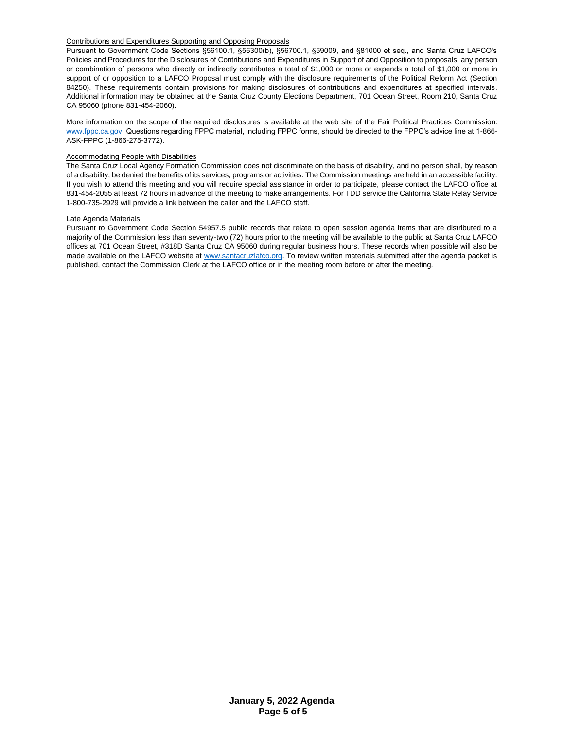Contributions and Expenditures Supporting and Opposing Proposals

Pursuant to Government Code Sections §56100.1, §56300(b), §56700.1, §59009, and §81000 et seq., and Santa Cruz LAFCO's Policies and Procedures for the Disclosures of Contributions and Expenditures in Support of and Opposition to proposals, any person or combination of persons who directly or indirectly contributes a total of $1,000 or more or expends a total of $1,000 or more in support of or opposition to a LAFCO Proposal must comply with the disclosure requirements of the Political Reform Act (Section 84250). These requirements contain provisions for making disclosures of contributions and expenditures at specified intervals. Additional information may be obtained at the Santa Cruz County Elections Department, 701 Ocean Street, Room 210, Santa Cruz CA 95060 (phone 831-454-2060).

More information on the scope of the required disclosures is available at the web site of the Fair Political Practices Commission: www.fppc.ca.gov. Questions regarding FPPC material, including FPPC forms, should be directed to the FPPC's advice line at 1-866-ASK-FPPC (1-866-275-3772).

Accommodating People with Disabilities

The Santa Cruz Local Agency Formation Commission does not discriminate on the basis of disability, and no person shall, by reason of a disability, be denied the benefits of its services, programs or activities. The Commission meetings are held in an accessible facility. If you wish to attend this meeting and you will require special assistance in order to participate, please contact the LAFCO office at 831-454-2055 at least 72 hours in advance of the meeting to make arrangements. For TDD service the California State Relay Service 1-800-735-2929 will provide a link between the caller and the LAFCO staff.

Late Agenda Materials

Pursuant to Government Code Section 54957.5 public records that relate to open session agenda items that are distributed to a majority of the Commission less than seventy-two (72) hours prior to the meeting will be available to the public at Santa Cruz LAFCO offices at 701 Ocean Street, #318D Santa Cruz CA 95060 during regular business hours. These records when possible will also be made available on the LAFCO website at www.santacruzlafco.org. To review written materials submitted after the agenda packet is published, contact the Commission Clerk at the LAFCO office or in the meeting room before or after the meeting.